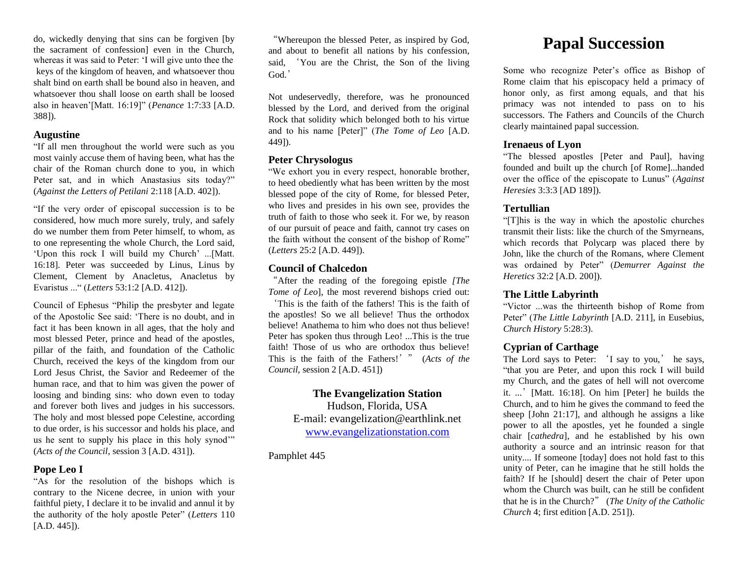do, wickedly denying that sins can be forgiven [by the sacrament of confession] even in the Church, whereas it was said to Peter: 'I will give unto thee the keys of the kingdom of heaven, and whatsoever thou shalt bind on earth shall be bound also in heaven, and whatsoever thou shall loose on earth shall be loosed also in heaven'[Matt. 16:19]" (*Penance* 1:7:33 [A.D. 388]).

## Augustine

"If all men throughout the world were such as you most vainly accuse them of having been, what has the chair of the Roman church done to you, in which Peter sat, and in which Anastasius sits today?" (*Against the Letters of Petilani* 2:118 [A.D. 402]).

"If the very order of episcopal succession is to be considered, how much more surely, truly, and safely do we number them from Peter himself, to whom, as to one representing the whole Church, the Lord said, 'Upon this rock I will build my Church' ...[Matt. 16:18]. Peter was succeeded by Linus, Linus by Clement, Clement by Anacletus, Anacletus by Evaristus ..." (*Letters* 53:1:2 [A.D. 412]).

Council of Ephesus "Philip the presbyter and legate of the Apostolic See said: 'There is no doubt, and in fact it has been known in all ages, that the holy and most blessed Peter, prince and head of the apostles, pillar of the faith, and foundation of the Catholic Church, received the keys of the kingdom from our Lord Jesus Christ, the Savior and Redeemer of the human race, and that to him was given the power of loosing and binding sins: who down even to today and forever both lives and judges in his successors. The holy and most blessed pope Celestine, according to due order, is his successor and holds his place, and us he sent to supply his place in this holy synod'" (*Acts of the Council*, session 3 [A.D. 431]).

## Pope Leo I

"As for the resolution of the bishops which is contrary to the Nicene decree, in union with your faithful piety, I declare it to be invalid and annul it by the authority of the holy apostle Peter" (*Letters* 110 [A.D. 445]).

"Whereupon the blessed Peter, as inspired by God, and about to benefit all nations by his confession, said, 'You are the Christ, the Son of the living God.'

Not undeservedly, therefore, was he pronounced blessed by the Lord, and derived from the original Rock that solidity which belonged both to his virtue and to his name [Peter]" (*The Tome of Leo* [A.D. 449]).

## Peter Chrysologus

"We exhort you in every respect, honorable brother, to heed obediently what has been written by the most blessed pope of the city of Rome, for blessed Peter, who lives and presides in his own see, provides the truth of faith to those who seek it. For we, by reason of our pursuit of peace and faith, cannot try cases on the faith without the consent of the bishop of Rome" (*Letters* 25:2 [A.D. 449]).

## Council of Chalcedon

"After the reading of the foregoing epistle *[The Tome of Leo*], the most reverend bishops cried out: 'This is the faith of the fathers! This is the faith of the apostles! So we all believe! Thus the orthodox believe! Anathema to him who does not thus believe! Peter has spoken thus through Leo! ...This is the true faith! Those of us who are orthodox thus believe! This is the faith of the Fathers!'" (*Acts of the Council,* session 2 [A.D. 451])

**The Evangelization Station**
Hudson, Florida, USA
E-mail: evangelization@earthlink.net
www.evangelizationstation.com

Pamphlet 445

# Papal Succession

Some who recognize Peter's office as Bishop of Rome claim that his episcopacy held a primacy of honor only, as first among equals, and that his primacy was not intended to pass on to his successors. The Fathers and Councils of the Church clearly maintained papal succession.

## Irenaeus of Lyon

"The blessed apostles [Peter and Paul], having founded and built up the church [of Rome]...handed over the office of the episcopate to Lunus" (*Against Heresies* 3:3:3 [AD 189]).

## Tertullian

"[T]his is the way in which the apostolic churches transmit their lists: like the church of the Smyrneans, which records that Polycarp was placed there by John, like the church of the Romans, where Clement was ordained by Peter" (*Demurrer Against the Heretics* 32:2 [A.D. 200]).

## The Little Labyrinth

"Victor ...was the thirteenth bishop of Rome from Peter" (*The Little Labyrinth* [A.D. 211], in Eusebius, *Church History* 5:28:3).

## Cyprian of Carthage

The Lord says to Peter: 'I say to you,' he says, "that you are Peter, and upon this rock I will build my Church, and the gates of hell will not overcome it. ...' [Matt. 16:18]. On him [Peter] he builds the Church, and to him he gives the command to feed the sheep [John 21:17], and although he assigns a like power to all the apostles, yet he founded a single chair [*cathedra*], and he established by his own authority a source and an intrinsic reason for that unity.... If someone [today] does not hold fast to this unity of Peter, can he imagine that he still holds the faith? If he [should] desert the chair of Peter upon whom the Church was built, can he still be confident that he is in the Church?" (*The Unity of the Catholic Church* 4; first edition [A.D. 251]).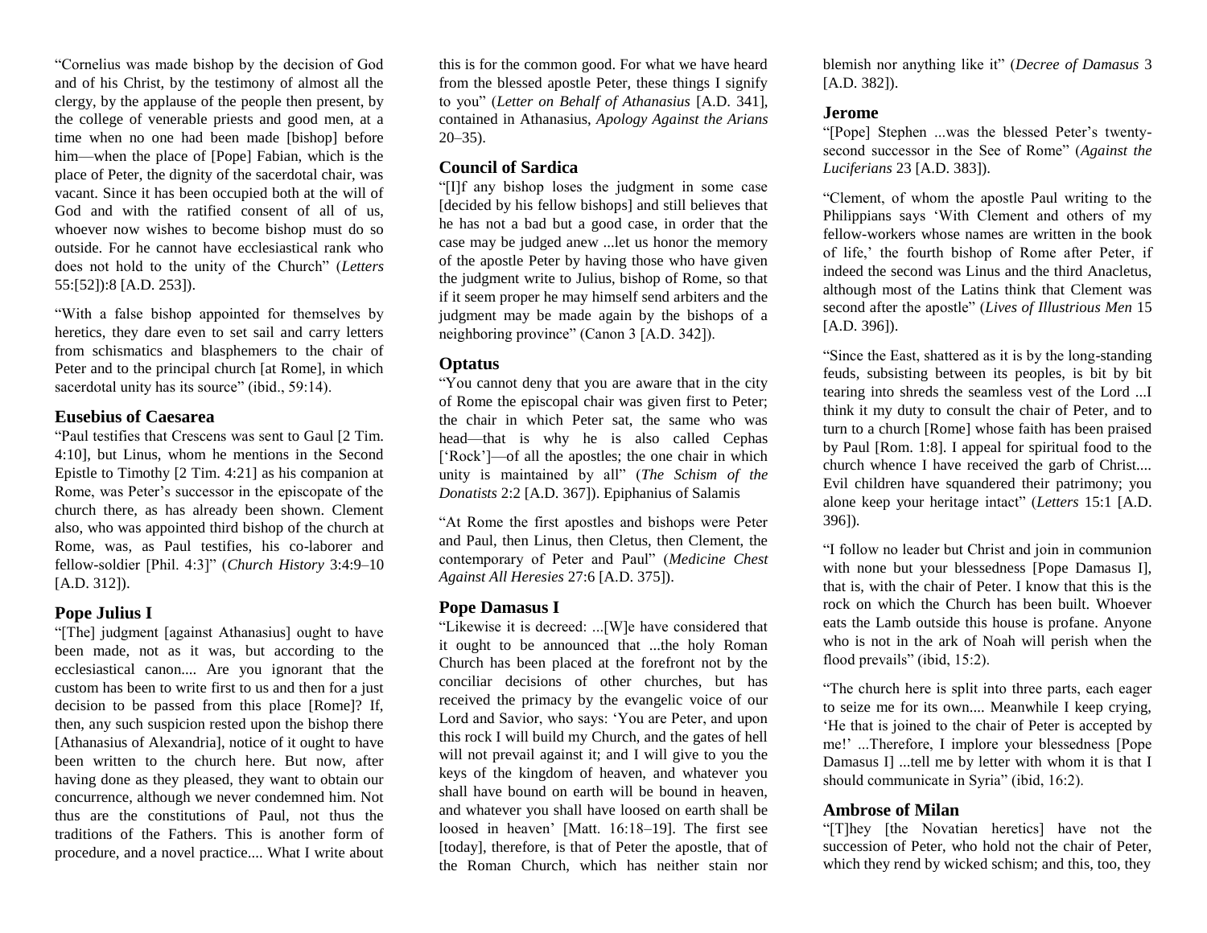"Cornelius was made bishop by the decision of God and of his Christ, by the testimony of almost all the clergy, by the applause of the people then present, by the college of venerable priests and good men, at a time when no one had been made [bishop] before him—when the place of [Pope] Fabian, which is the place of Peter, the dignity of the sacerdotal chair, was vacant. Since it has been occupied both at the will of God and with the ratified consent of all of us, whoever now wishes to become bishop must do so outside. For he cannot have ecclesiastical rank who does not hold to the unity of the Church" (*Letters* 55:[52]):8 [A.D. 253]).

"With a false bishop appointed for themselves by heretics, they dare even to set sail and carry letters from schismatics and blasphemers to the chair of Peter and to the principal church [at Rome], in which sacerdotal unity has its source" (ibid., 59:14).

## Eusebius of Caesarea

"Paul testifies that Crescens was sent to Gaul [2 Tim. 4:10], but Linus, whom he mentions in the Second Epistle to Timothy [2 Tim. 4:21] as his companion at Rome, was Peter's successor in the episcopate of the church there, as has already been shown. Clement also, who was appointed third bishop of the church at Rome, was, as Paul testifies, his co-laborer and fellow-soldier [Phil. 4:3]" (*Church History* 3:4:9–10 [A.D. 312]).

## Pope Julius I

"[The] judgment [against Athanasius] ought to have been made, not as it was, but according to the ecclesiastical canon.... Are you ignorant that the custom has been to write first to us and then for a just decision to be passed from this place [Rome]? If, then, any such suspicion rested upon the bishop there [Athanasius of Alexandria], notice of it ought to have been written to the church here. But now, after having done as they pleased, they want to obtain our concurrence, although we never condemned him. Not thus are the constitutions of Paul, not thus the traditions of the Fathers. This is another form of procedure, and a novel practice.... What I write about this is for the common good. For what we have heard from the blessed apostle Peter, these things I signify to you" (*Letter on Behalf of Athanasius* [A.D. 341], contained in Athanasius, *Apology Against the Arians* 20–35).

## Council of Sardica

"[I]f any bishop loses the judgment in some case [decided by his fellow bishops] and still believes that he has not a bad but a good case, in order that the case may be judged anew ...let us honor the memory of the apostle Peter by having those who have given the judgment write to Julius, bishop of Rome, so that if it seem proper he may himself send arbiters and the judgment may be made again by the bishops of a neighboring province" (Canon 3 [A.D. 342]).

## Optatus

"You cannot deny that you are aware that in the city of Rome the episcopal chair was given first to Peter; the chair in which Peter sat, the same who was head—that is why he is also called Cephas ['Rock']—of all the apostles; the one chair in which unity is maintained by all" (*The Schism of the Donatists* 2:2 [A.D. 367]). Epiphanius of Salamis

"At Rome the first apostles and bishops were Peter and Paul, then Linus, then Cletus, then Clement, the contemporary of Peter and Paul" (*Medicine Chest Against All Heresies* 27:6 [A.D. 375]).

## Pope Damasus I

"Likewise it is decreed: ...[W]e have considered that it ought to be announced that ...the holy Roman Church has been placed at the forefront not by the conciliar decisions of other churches, but has received the primacy by the evangelic voice of our Lord and Savior, who says: 'You are Peter, and upon this rock I will build my Church, and the gates of hell will not prevail against it; and I will give to you the keys of the kingdom of heaven, and whatever you shall have bound on earth will be bound in heaven, and whatever you shall have loosed on earth shall be loosed in heaven' [Matt. 16:18–19]. The first see [today], therefore, is that of Peter the apostle, that of the Roman Church, which has neither stain nor blemish nor anything like it" (*Decree of Damasus* 3 [A.D. 382]).

## Jerome

"[Pope] Stephen ...was the blessed Peter's twenty-second successor in the See of Rome" (*Against the Luciferians* 23 [A.D. 383]).

"Clement, of whom the apostle Paul writing to the Philippians says 'With Clement and others of my fellow-workers whose names are written in the book of life,' the fourth bishop of Rome after Peter, if indeed the second was Linus and the third Anacletus, although most of the Latins think that Clement was second after the apostle" (*Lives of Illustrious Men* 15 [A.D. 396]).

"Since the East, shattered as it is by the long-standing feuds, subsisting between its peoples, is bit by bit tearing into shreds the seamless vest of the Lord ...I think it my duty to consult the chair of Peter, and to turn to a church [Rome] whose faith has been praised by Paul [Rom. 1:8]. I appeal for spiritual food to the church whence I have received the garb of Christ.... Evil children have squandered their patrimony; you alone keep your heritage intact" (*Letters* 15:1 [A.D. 396]).

"I follow no leader but Christ and join in communion with none but your blessedness [Pope Damasus I], that is, with the chair of Peter. I know that this is the rock on which the Church has been built. Whoever eats the Lamb outside this house is profane. Anyone who is not in the ark of Noah will perish when the flood prevails" (ibid, 15:2).

"The church here is split into three parts, each eager to seize me for its own.... Meanwhile I keep crying, 'He that is joined to the chair of Peter is accepted by me!' ...Therefore, I implore your blessedness [Pope Damasus I] ...tell me by letter with whom it is that I should communicate in Syria" (ibid, 16:2).

## Ambrose of Milan

"[T]hey [the Novatian heretics] have not the succession of Peter, who hold not the chair of Peter, which they rend by wicked schism; and this, too, they